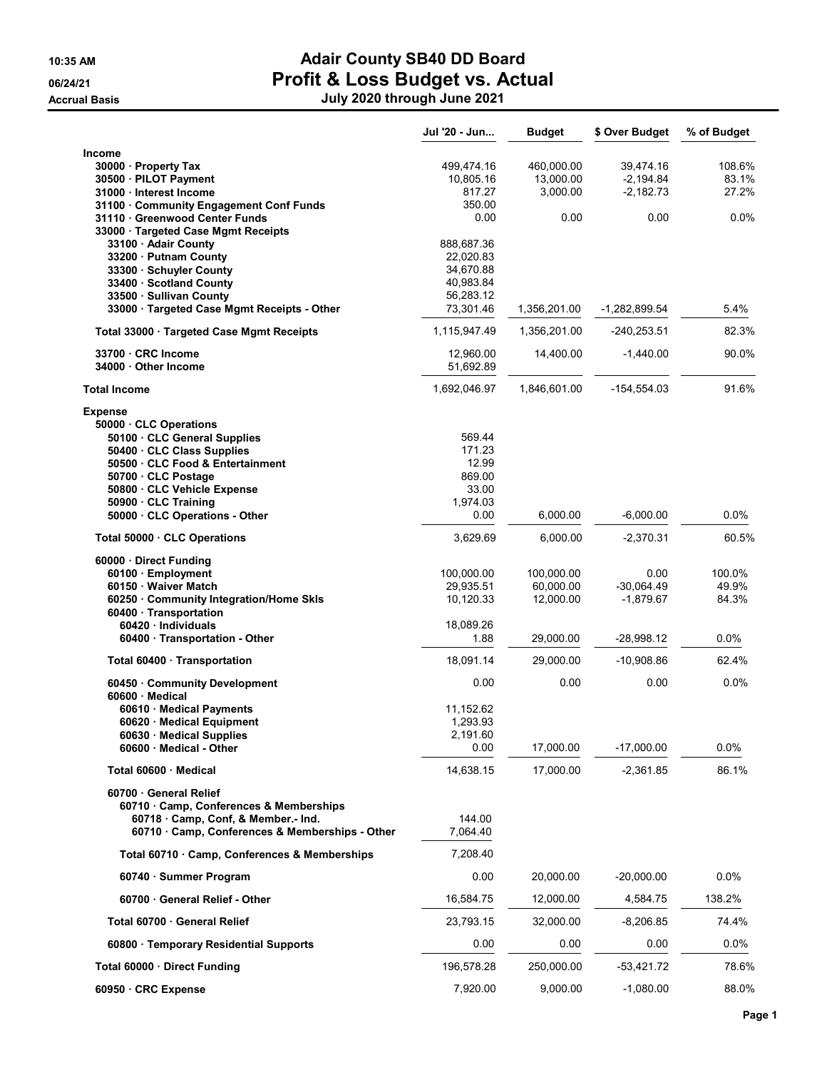10:35 AM
06/24/21
Accrual Basis

# Adair County SB40 DD Board
## Profit & Loss Budget vs. Actual
### July 2020 through June 2021

| | Jul '20 - Jun... | Budget | $ Over Budget | % of Budget |
|---|---|---|---|---|
| **Income** | | | | |
| 30000 · Property Tax | 499,474.16 | 460,000.00 | 39,474.16 | 108.6% |
| 30500 · PILOT Payment | 10,805.16 | 13,000.00 | -2,194.84 | 83.1% |
| 31000 · Interest Income | 817.27 | 3,000.00 | -2,182.73 | 27.2% |
| 31100 · Community Engagement Conf Funds | 350.00 | | | |
| 31110 · Greenwood Center Funds | 0.00 | 0.00 | 0.00 | 0.0% |
| 33000 · Targeted Case Mgmt Receipts | | | | |
| 33100 · Adair County | 888,687.36 | | | |
| 33200 · Putnam County | 22,020.83 | | | |
| 33300 · Schuyler County | 34,670.88 | | | |
| 33400 · Scotland County | 40,983.84 | | | |
| 33500 · Sullivan County | 56,283.12 | | | |
| 33000 · Targeted Case Mgmt Receipts - Other | 73,301.46 | 1,356,201.00 | -1,282,899.54 | 5.4% |
| Total 33000 · Targeted Case Mgmt Receipts | 1,115,947.49 | 1,356,201.00 | -240,253.51 | 82.3% |
| 33700 · CRC Income | 12,960.00 | 14,400.00 | -1,440.00 | 90.0% |
| 34000 · Other Income | 51,692.89 | | | |
| **Total Income** | 1,692,046.97 | 1,846,601.00 | -154,554.03 | 91.6% |
| **Expense** | | | | |
| 50000 · CLC Operations | | | | |
| 50100 · CLC General Supplies | 569.44 | | | |
| 50400 · CLC Class Supplies | 171.23 | | | |
| 50500 · CLC Food & Entertainment | 12.99 | | | |
| 50700 · CLC Postage | 869.00 | | | |
| 50800 · CLC Vehicle Expense | 33.00 | | | |
| 50900 · CLC Training | 1,974.03 | | | |
| 50000 · CLC Operations - Other | 0.00 | 6,000.00 | -6,000.00 | 0.0% |
| Total 50000 · CLC Operations | 3,629.69 | 6,000.00 | -2,370.31 | 60.5% |
| 60000 · Direct Funding | | | | |
| 60100 · Employment | 100,000.00 | 100,000.00 | 0.00 | 100.0% |
| 60150 · Waiver Match | 29,935.51 | 60,000.00 | -30,064.49 | 49.9% |
| 60250 · Community Integration/Home Skls | 10,120.33 | 12,000.00 | -1,879.67 | 84.3% |
| 60400 · Transportation | | | | |
| 60420 · Individuals | 18,089.26 | | | |
| 60400 · Transportation - Other | 1.88 | 29,000.00 | -28,998.12 | 0.0% |
| Total 60400 · Transportation | 18,091.14 | 29,000.00 | -10,908.86 | 62.4% |
| 60450 · Community Development | 0.00 | 0.00 | 0.00 | 0.0% |
| 60600 · Medical | | | | |
| 60610 · Medical Payments | 11,152.62 | | | |
| 60620 · Medical Equipment | 1,293.93 | | | |
| 60630 · Medical Supplies | 2,191.60 | | | |
| 60600 · Medical - Other | 0.00 | 17,000.00 | -17,000.00 | 0.0% |
| Total 60600 · Medical | 14,638.15 | 17,000.00 | -2,361.85 | 86.1% |
| 60700 · General Relief | | | | |
| 60710 · Camp, Conferences & Memberships | | | | |
| 60718 · Camp, Conf, & Member.- Ind. | 144.00 | | | |
| 60710 · Camp, Conferences & Memberships - Other | 7,064.40 | | | |
| Total 60710 · Camp, Conferences & Memberships | 7,208.40 | | | |
| 60740 · Summer Program | 0.00 | 20,000.00 | -20,000.00 | 0.0% |
| 60700 · General Relief - Other | 16,584.75 | 12,000.00 | 4,584.75 | 138.2% |
| Total 60700 · General Relief | 23,793.15 | 32,000.00 | -8,206.85 | 74.4% |
| 60800 · Temporary Residential Supports | 0.00 | 0.00 | 0.00 | 0.0% |
| Total 60000 · Direct Funding | 196,578.28 | 250,000.00 | -53,421.72 | 78.6% |
| 60950 · CRC Expense | 7,920.00 | 9,000.00 | -1,080.00 | 88.0% |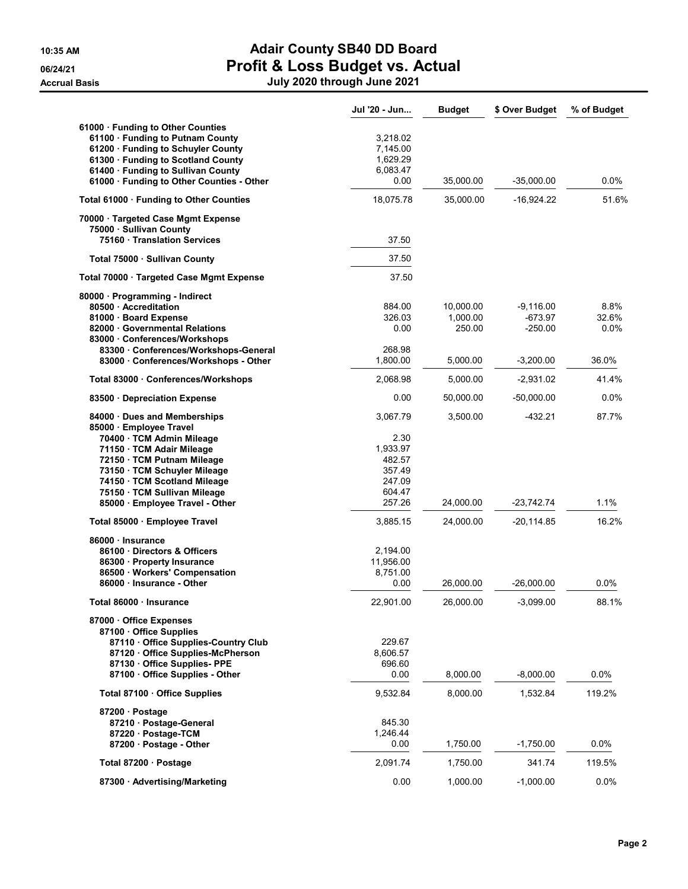# Adair County SB40 DD Board
# Profit & Loss Budget vs. Actual

**Accrual Basis** — July 2020 through June 2021

10:35 AM
06/24/21

| | Jul '20 - Jun... | Budget | $ Over Budget | % of Budget |
|---|---|---|---|---|
| 61000 · Funding to Other Counties | | | | |
| 61100 · Funding to Putnam County | 3,218.02 | | | |
| 61200 · Funding to Schuyler County | 7,145.00 | | | |
| 61300 · Funding to Scotland County | 1,629.29 | | | |
| 61400 · Funding to Sullivan County | 6,083.47 | | | |
| 61000 · Funding to Other Counties - Other | 0.00 | 35,000.00 | -35,000.00 | 0.0% |
| Total 61000 · Funding to Other Counties | 18,075.78 | 35,000.00 | -16,924.22 | 51.6% |
| 70000 · Targeted Case Mgmt Expense | | | | |
| 75000 · Sullivan County | | | | |
| 75160 · Translation Services | 37.50 | | | |
| Total 75000 · Sullivan County | 37.50 | | | |
| Total 70000 · Targeted Case Mgmt Expense | 37.50 | | | |
| 80000 · Programming - Indirect | | | | |
| 80500 · Accreditation | 884.00 | 10,000.00 | -9,116.00 | 8.8% |
| 81000 · Board Expense | 326.03 | 1,000.00 | -673.97 | 32.6% |
| 82000 · Governmental Relations | 0.00 | 250.00 | -250.00 | 0.0% |
| 83000 · Conferences/Workshops | | | | |
| 83300 · Conferences/Workshops-General | 268.98 | | | |
| 83000 · Conferences/Workshops - Other | 1,800.00 | 5,000.00 | -3,200.00 | 36.0% |
| Total 83000 · Conferences/Workshops | 2,068.98 | 5,000.00 | -2,931.02 | 41.4% |
| 83500 · Depreciation Expense | 0.00 | 50,000.00 | -50,000.00 | 0.0% |
| 84000 · Dues and Memberships | 3,067.79 | 3,500.00 | -432.21 | 87.7% |
| 85000 · Employee Travel | | | | |
| 70400 · TCM Admin Mileage | 2.30 | | | |
| 71150 · TCM Adair Mileage | 1,933.97 | | | |
| 72150 · TCM Putnam Mileage | 482.57 | | | |
| 73150 · TCM Schuyler Mileage | 357.49 | | | |
| 74150 · TCM Scotland Mileage | 247.09 | | | |
| 75150 · TCM Sullivan Mileage | 604.47 | | | |
| 85000 · Employee Travel - Other | 257.26 | 24,000.00 | -23,742.74 | 1.1% |
| Total 85000 · Employee Travel | 3,885.15 | 24,000.00 | -20,114.85 | 16.2% |
| 86000 · Insurance | | | | |
| 86100 · Directors & Officers | 2,194.00 | | | |
| 86300 · Property Insurance | 11,956.00 | | | |
| 86500 · Workers' Compensation | 8,751.00 | | | |
| 86000 · Insurance - Other | 0.00 | 26,000.00 | -26,000.00 | 0.0% |
| Total 86000 · Insurance | 22,901.00 | 26,000.00 | -3,099.00 | 88.1% |
| 87000 · Office Expenses | | | | |
| 87100 · Office Supplies | | | | |
| 87110 · Office Supplies-Country Club | 229.67 | | | |
| 87120 · Office Supplies-McPherson | 8,606.57 | | | |
| 87130 · Office Supplies- PPE | 696.60 | | | |
| 87100 · Office Supplies - Other | 0.00 | 8,000.00 | -8,000.00 | 0.0% |
| Total 87100 · Office Supplies | 9,532.84 | 8,000.00 | 1,532.84 | 119.2% |
| 87200 · Postage | | | | |
| 87210 · Postage-General | 845.30 | | | |
| 87220 · Postage-TCM | 1,246.44 | | | |
| 87200 · Postage - Other | 0.00 | 1,750.00 | -1,750.00 | 0.0% |
| Total 87200 · Postage | 2,091.74 | 1,750.00 | 341.74 | 119.5% |
| 87300 · Advertising/Marketing | 0.00 | 1,000.00 | -1,000.00 | 0.0% |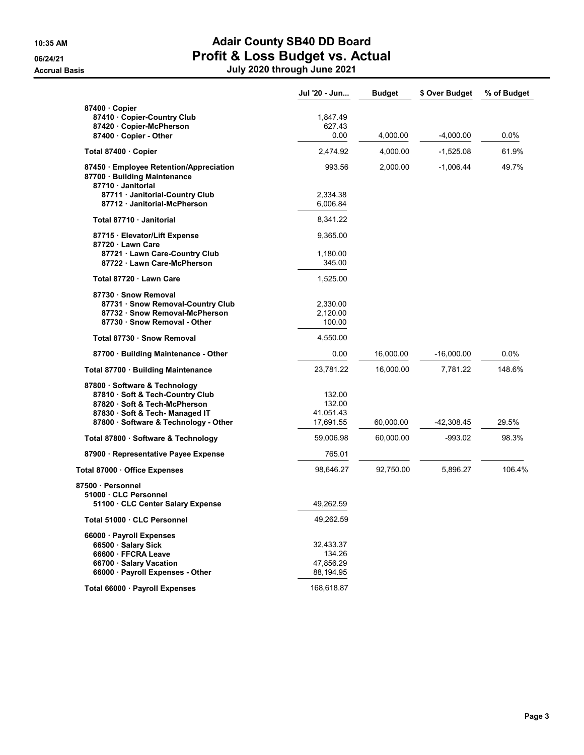# Adair County SB40 DD Board
## Profit & Loss Budget vs. Actual
### July 2020 through June 2021

10:35 AM
06/24/21
Accrual Basis

| | Jul '20 - Jun... | Budget | $ Over Budget | % of Budget |
|---|---|---|---|---|
| 87400 · Copier | | | | |
| 87410 · Copier-Country Club | 1,847.49 | | | |
| 87420 · Copier-McPherson | 627.43 | | | |
| 87400 · Copier - Other | 0.00 | 4,000.00 | -4,000.00 | 0.0% |
| **Total 87400 · Copier** | 2,474.92 | 4,000.00 | -1,525.08 | 61.9% |
| 87450 · Employee Retention/Appreciation | 993.56 | 2,000.00 | -1,006.44 | 49.7% |
| 87700 · Building Maintenance | | | | |
| 87710 · Janitorial | | | | |
| 87711 · Janitorial-Country Club | 2,334.38 | | | |
| 87712 · Janitorial-McPherson | 6,006.84 | | | |
| **Total 87710 · Janitorial** | 8,341.22 | | | |
| 87715 · Elevator/Lift Expense | 9,365.00 | | | |
| 87720 · Lawn Care | | | | |
| 87721 · Lawn Care-Country Club | 1,180.00 | | | |
| 87722 · Lawn Care-McPherson | 345.00 | | | |
| **Total 87720 · Lawn Care** | 1,525.00 | | | |
| 87730 · Snow Removal | | | | |
| 87731 · Snow Removal-Country Club | 2,330.00 | | | |
| 87732 · Snow Removal-McPherson | 2,120.00 | | | |
| 87730 · Snow Removal - Other | 100.00 | | | |
| **Total 87730 · Snow Removal** | 4,550.00 | | | |
| 87700 · Building Maintenance - Other | 0.00 | 16,000.00 | -16,000.00 | 0.0% |
| **Total 87700 · Building Maintenance** | 23,781.22 | 16,000.00 | 7,781.22 | 148.6% |
| 87800 · Software & Technology | | | | |
| 87810 · Soft & Tech-Country Club | 132.00 | | | |
| 87820 · Soft & Tech-McPherson | 132.00 | | | |
| 87830 · Soft & Tech- Managed IT | 41,051.43 | | | |
| 87800 · Software & Technology - Other | 17,691.55 | 60,000.00 | -42,308.45 | 29.5% |
| **Total 87800 · Software & Technology** | 59,006.98 | 60,000.00 | -993.02 | 98.3% |
| 87900 · Representative Payee Expense | 765.01 | | | |
| **Total 87000 · Office Expenses** | 98,646.27 | 92,750.00 | 5,896.27 | 106.4% |
| 87500 · Personnel | | | | |
| 51000 · CLC Personnel | | | | |
| 51100 · CLC Center Salary Expense | 49,262.59 | | | |
| **Total 51000 · CLC Personnel** | 49,262.59 | | | |
| 66000 · Payroll Expenses | | | | |
| 66500 · Salary Sick | 32,433.37 | | | |
| 66600 · FFCRA Leave | 134.26 | | | |
| 66700 · Salary Vacation | 47,856.29 | | | |
| 66000 · Payroll Expenses - Other | 88,194.95 | | | |
| **Total 66000 · Payroll Expenses** | 168,618.87 | | | |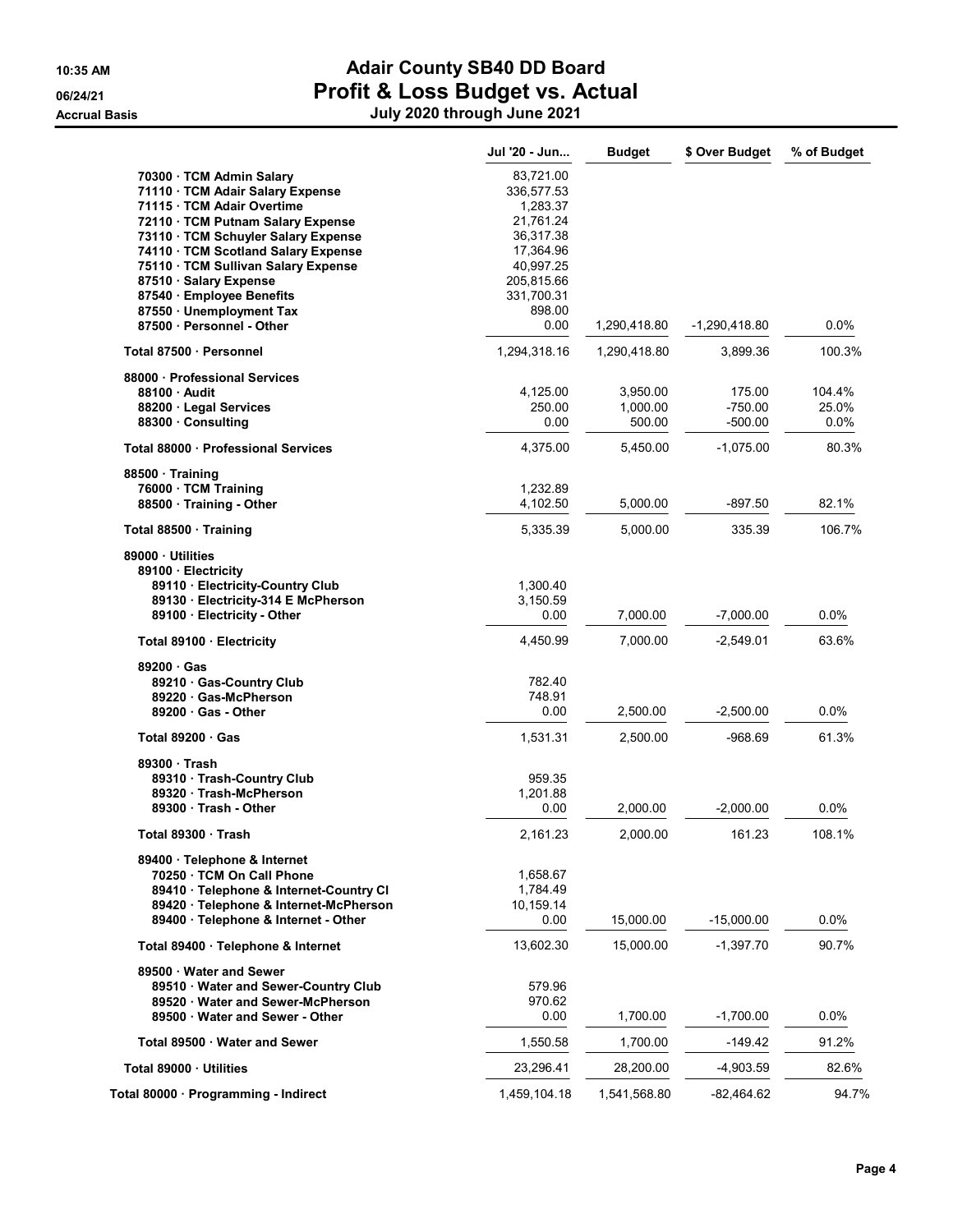# Adair County SB40 DD Board

## Profit & Loss Budget vs. Actual

**Accrual Basis** — July 2020 through June 2021

10:35 AM — 06/24/21

| | Jul '20 - Jun... | Budget | $ Over Budget | % of Budget |
|---|---|---|---|---|
| 70300 · TCM Admin Salary | 83,721.00 | | | |
| 71110 · TCM Adair Salary Expense | 336,577.53 | | | |
| 71115 · TCM Adair Overtime | 1,283.37 | | | |
| 72110 · TCM Putnam Salary Expense | 21,761.24 | | | |
| 73110 · TCM Schuyler Salary Expense | 36,317.38 | | | |
| 74110 · TCM Scotland Salary Expense | 17,364.96 | | | |
| 75110 · TCM Sullivan Salary Expense | 40,997.25 | | | |
| 87510 · Salary Expense | 205,815.66 | | | |
| 87540 · Employee Benefits | 331,700.31 | | | |
| 87550 · Unemployment Tax | 898.00 | | | |
| 87500 · Personnel - Other | 0.00 | 1,290,418.80 | -1,290,418.80 | 0.0% |
| **Total 87500 · Personnel** | 1,294,318.16 | 1,290,418.80 | 3,899.36 | 100.3% |
| 88000 · Professional Services | | | | |
| 88100 · Audit | 4,125.00 | 3,950.00 | 175.00 | 104.4% |
| 88200 · Legal Services | 250.00 | 1,000.00 | -750.00 | 25.0% |
| 88300 · Consulting | 0.00 | 500.00 | -500.00 | 0.0% |
| **Total 88000 · Professional Services** | 4,375.00 | 5,450.00 | -1,075.00 | 80.3% |
| 88500 · Training | | | | |
| 76000 · TCM Training | 1,232.89 | | | |
| 88500 · Training - Other | 4,102.50 | 5,000.00 | -897.50 | 82.1% |
| **Total 88500 · Training** | 5,335.39 | 5,000.00 | 335.39 | 106.7% |
| 89000 · Utilities | | | | |
| 89100 · Electricity | | | | |
| 89110 · Electricity-Country Club | 1,300.40 | | | |
| 89130 · Electricity-314 E McPherson | 3,150.59 | | | |
| 89100 · Electricity - Other | 0.00 | 7,000.00 | -7,000.00 | 0.0% |
| **Total 89100 · Electricity** | 4,450.99 | 7,000.00 | -2,549.01 | 63.6% |
| 89200 · Gas | | | | |
| 89210 · Gas-Country Club | 782.40 | | | |
| 89220 · Gas-McPherson | 748.91 | | | |
| 89200 · Gas - Other | 0.00 | 2,500.00 | -2,500.00 | 0.0% |
| **Total 89200 · Gas** | 1,531.31 | 2,500.00 | -968.69 | 61.3% |
| 89300 · Trash | | | | |
| 89310 · Trash-Country Club | 959.35 | | | |
| 89320 · Trash-McPherson | 1,201.88 | | | |
| 89300 · Trash - Other | 0.00 | 2,000.00 | -2,000.00 | 0.0% |
| **Total 89300 · Trash** | 2,161.23 | 2,000.00 | 161.23 | 108.1% |
| 89400 · Telephone & Internet | | | | |
| 70250 · TCM On Call Phone | 1,658.67 | | | |
| 89410 · Telephone & Internet-Country Cl | 1,784.49 | | | |
| 89420 · Telephone & Internet-McPherson | 10,159.14 | | | |
| 89400 · Telephone & Internet - Other | 0.00 | 15,000.00 | -15,000.00 | 0.0% |
| **Total 89400 · Telephone & Internet** | 13,602.30 | 15,000.00 | -1,397.70 | 90.7% |
| 89500 · Water and Sewer | | | | |
| 89510 · Water and Sewer-Country Club | 579.96 | | | |
| 89520 · Water and Sewer-McPherson | 970.62 | | | |
| 89500 · Water and Sewer - Other | 0.00 | 1,700.00 | -1,700.00 | 0.0% |
| **Total 89500 · Water and Sewer** | 1,550.58 | 1,700.00 | -149.42 | 91.2% |
| **Total 89000 · Utilities** | 23,296.41 | 28,200.00 | -4,903.59 | 82.6% |
| **Total 80000 · Programming - Indirect** | 1,459,104.18 | 1,541,568.80 | -82,464.62 | 94.7% |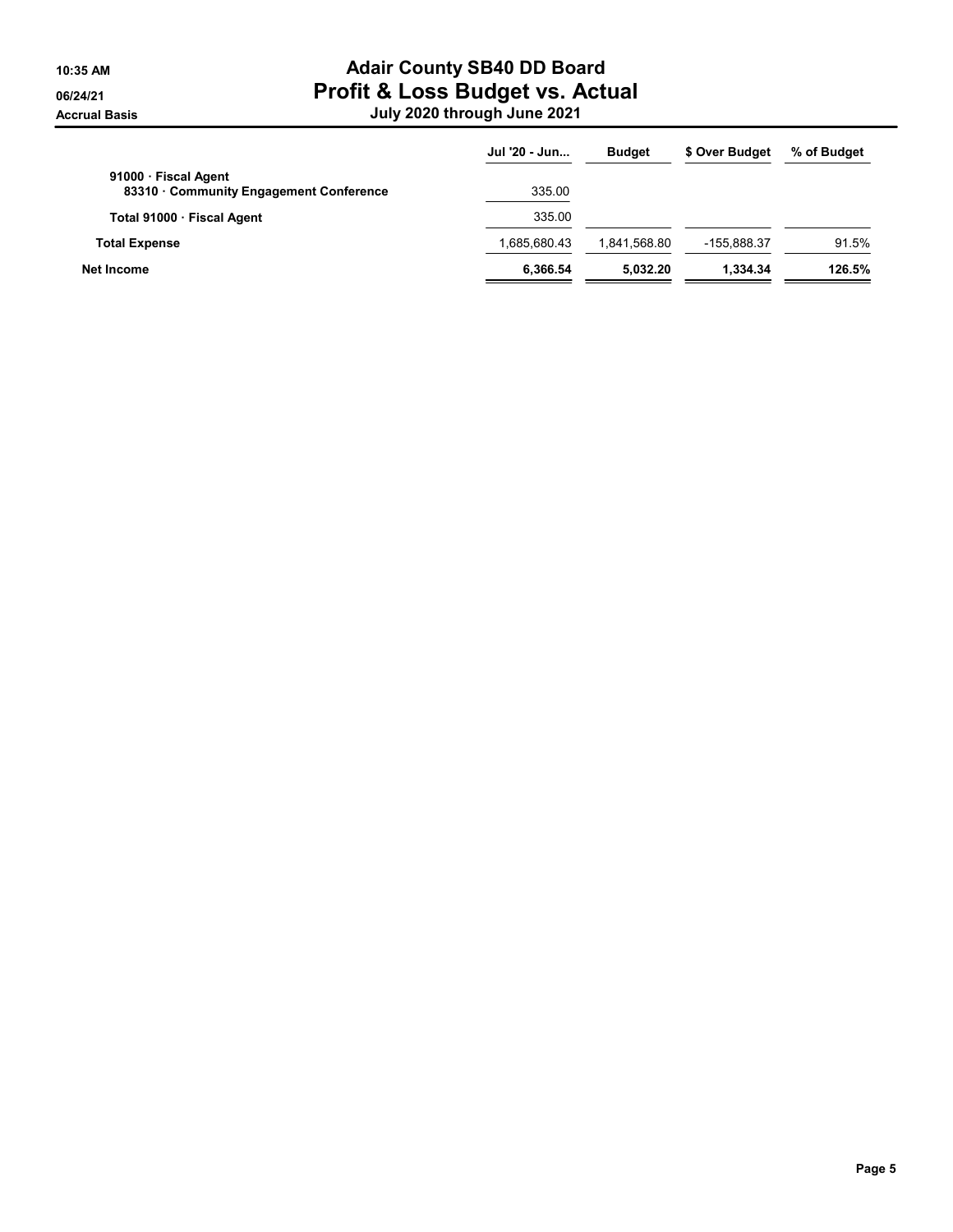# Adair County SB40 DD Board

## Profit & Loss Budget vs. Actual

### July 2020 through June 2021

10:35 AM
06/24/21
Accrual Basis

| | Jul '20 - Jun... | Budget | $ Over Budget | % of Budget |
|---|---|---|---|---|
| 91000 · Fiscal Agent | | | | |
| 83310 · Community Engagement Conference | 335.00 | | | |
| **Total 91000 · Fiscal Agent** | 335.00 | | | |
| **Total Expense** | 1,685,680.43 | 1,841,568.80 | -155,888.37 | 91.5% |
| **Net Income** | **6,366.54** | **5,032.20** | **1,334.34** | **126.5%** |